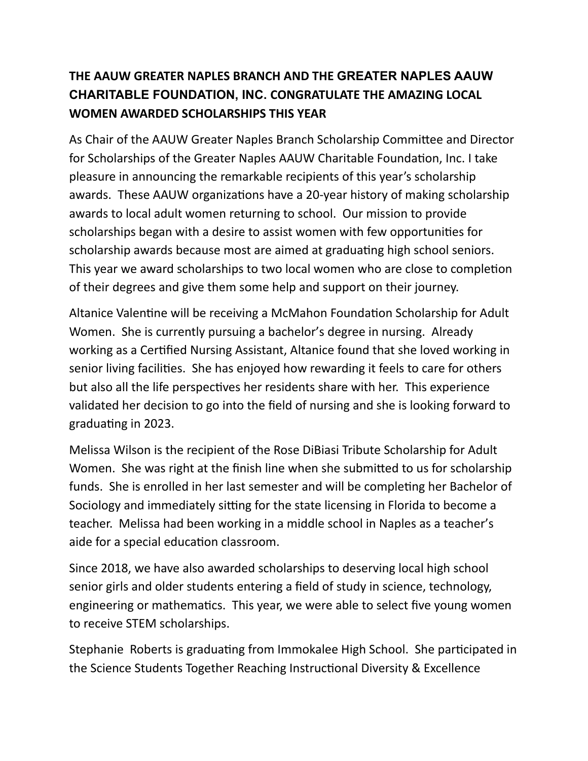**THE AAUW GREATER NAPLES BRANCH AND THE GREATER NAPLES AAUW CHARITABLE FOUNDATION, INC. CONGRATULATE THE AMAZING LOCAL WOMEN AWARDED SCHOLARSHIPS THIS YEAR**

As Chair of the AAUW Greater Naples Branch Scholarship Committee and Director for Scholarships of the Greater Naples AAUW Charitable Foundation, Inc. I take pleasure in announcing the remarkable recipients of this year's scholarship awards. These AAUW organizations have a 20-year history of making scholarship awards to local adult women returning to school. Our mission to provide scholarships began with a desire to assist women with few opportunities for scholarship awards because most are aimed at graduating high school seniors. This year we award scholarships to two local women who are close to completion of their degrees and give them some help and support on their journey.

Altanice Valentine will be receiving a McMahon Foundation Scholarship for Adult Women. She is currently pursuing a bachelor's degree in nursing. Already working as a Certified Nursing Assistant, Altanice found that she loved working in senior living facilities. She has enjoyed how rewarding it feels to care for others but also all the life perspectives her residents share with her. This experience validated her decision to go into the field of nursing and she is looking forward to graduating in 2023.

Melissa Wilson is the recipient of the Rose DiBiasi Tribute Scholarship for Adult Women. She was right at the finish line when she submitted to us for scholarship funds. She is enrolled in her last semester and will be completing her Bachelor of Sociology and immediately sitting for the state licensing in Florida to become a teacher. Melissa had been working in a middle school in Naples as a teacher's aide for a special education classroom.

Since 2018, we have also awarded scholarships to deserving local high school senior girls and older students entering a field of study in science, technology, engineering or mathematics. This year, we were able to select five young women to receive STEM scholarships.

Stephanie Roberts is graduating from Immokalee High School. She participated in the Science Students Together Reaching Instructional Diversity & Excellence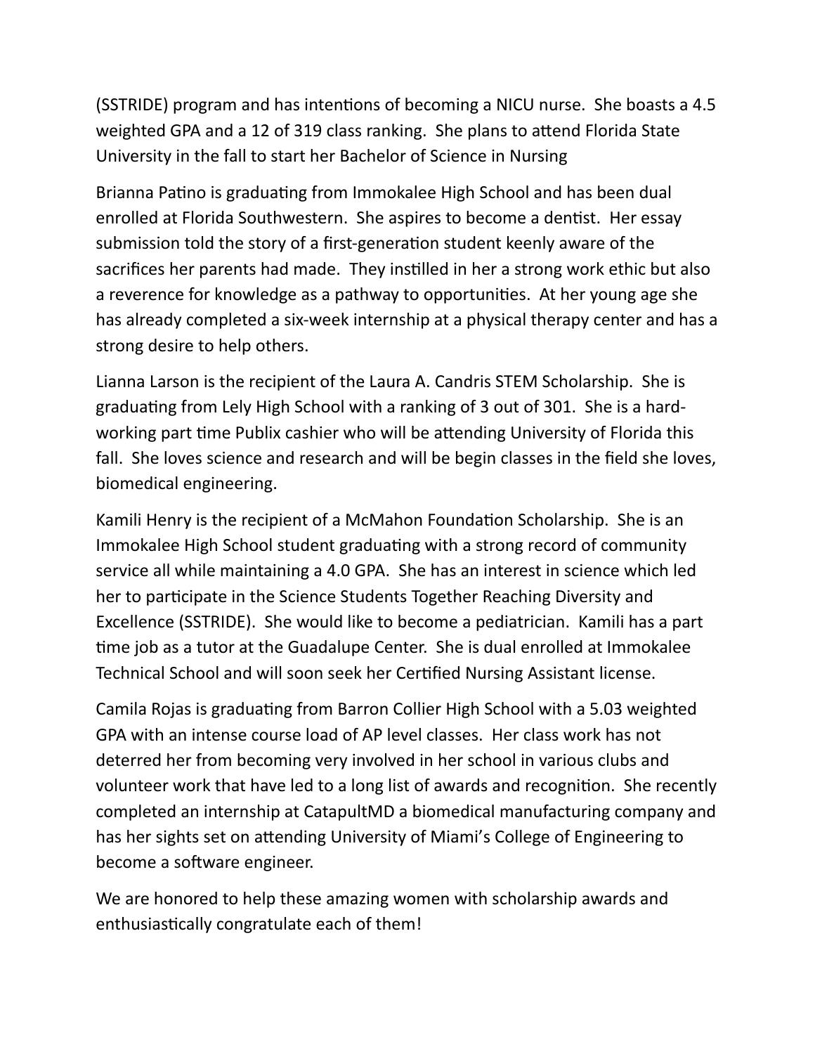(SSTRIDE) program and has intentions of becoming a NICU nurse. She boasts a 4.5 weighted GPA and a 12 of 319 class ranking. She plans to attend Florida State University in the fall to start her Bachelor of Science in Nursing

Brianna Patino is graduating from Immokalee High School and has been dual enrolled at Florida Southwestern. She aspires to become a dentist. Her essay submission told the story of a first-generation student keenly aware of the sacrifices her parents had made. They instilled in her a strong work ethic but also a reverence for knowledge as a pathway to opportunities. At her young age she has already completed a six-week internship at a physical therapy center and has a strong desire to help others.

Lianna Larson is the recipient of the Laura A. Candris STEM Scholarship. She is graduating from Lely High School with a ranking of 3 out of 301. She is a hard-working part time Publix cashier who will be attending University of Florida this fall. She loves science and research and will be begin classes in the field she loves, biomedical engineering.

Kamili Henry is the recipient of a McMahon Foundation Scholarship. She is an Immokalee High School student graduating with a strong record of community service all while maintaining a 4.0 GPA. She has an interest in science which led her to participate in the Science Students Together Reaching Diversity and Excellence (SSTRIDE). She would like to become a pediatrician. Kamili has a part time job as a tutor at the Guadalupe Center. She is dual enrolled at Immokalee Technical School and will soon seek her Certified Nursing Assistant license.

Camila Rojas is graduating from Barron Collier High School with a 5.03 weighted GPA with an intense course load of AP level classes. Her class work has not deterred her from becoming very involved in her school in various clubs and volunteer work that have led to a long list of awards and recognition. She recently completed an internship at CatapultMD a biomedical manufacturing company and has her sights set on attending University of Miami's College of Engineering to become a software engineer.

We are honored to help these amazing women with scholarship awards and enthusiastically congratulate each of them!